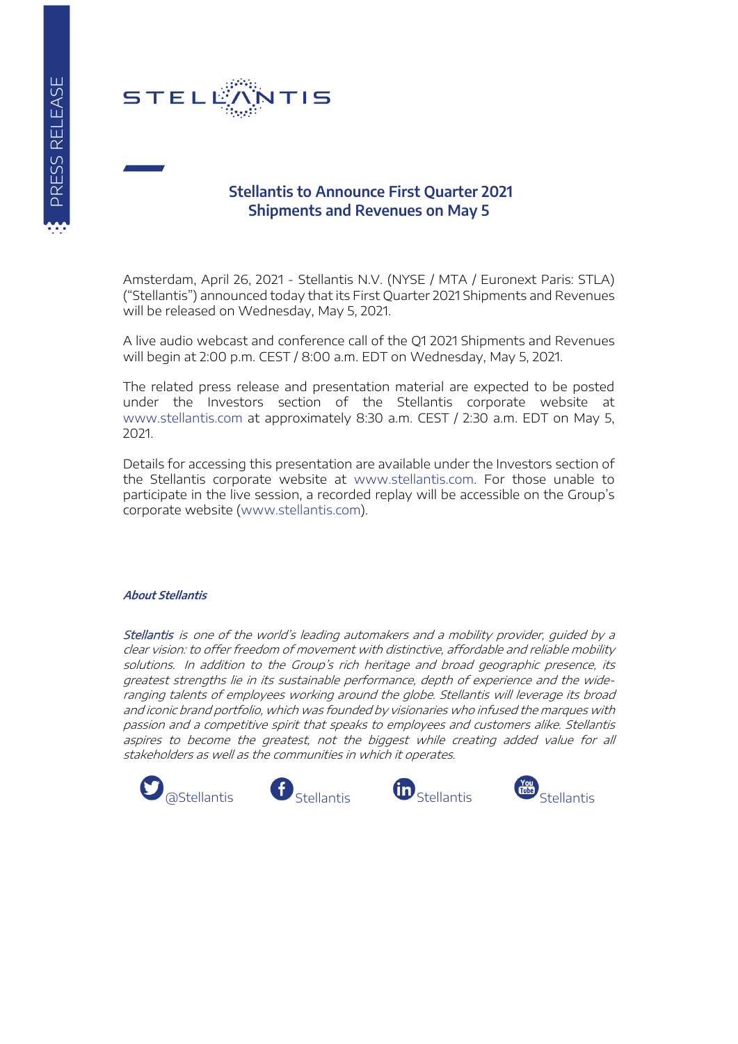# Stellantis to Announce First Quarter 2021 Shipments and Revenues on May 5

Amsterdam, April 26, 2021 - Stellantis N.V. (NYSE / MTA / Euronext Paris: STLA) ("Stellantis") announced today that its First Quarter 2021 Shipments and Revenues will be released on Wednesday, May 5, 2021.

A live audio webcast and conference call of the Q1 2021 Shipments and Revenues will begin at 2:00 p.m. CEST / 8:00 a.m. EDT on Wednesday, May 5, 2021.

The related press release and presentation material are expected to be posted under the Investors section of the Stellantis corporate website at www.stellantis.com at approximately 8:30 a.m. CEST / 2:30 a.m. EDT on May 5, 2021.

Details for accessing this presentation are available under the Investors section of the Stellantis corporate website at www.stellantis.com. For those unable to participate in the live session, a recorded replay will be accessible on the Group's corporate website (www.stellantis.com).

***About Stellantis***

*Stellantis is one of the world's leading automakers and a mobility provider, guided by a clear vision: to offer freedom of movement with distinctive, affordable and reliable mobility solutions. In addition to the Group's rich heritage and broad geographic presence, its greatest strengths lie in its sustainable performance, depth of experience and the wide-ranging talents of employees working around the globe. Stellantis will leverage its broad and iconic brand portfolio, which was founded by visionaries who infused the marques with passion and a competitive spirit that speaks to employees and customers alike. Stellantis aspires to become the greatest, not the biggest while creating added value for all stakeholders as well as the communities in which it operates.*

@Stellantis Stellantis Stellantis Stellantis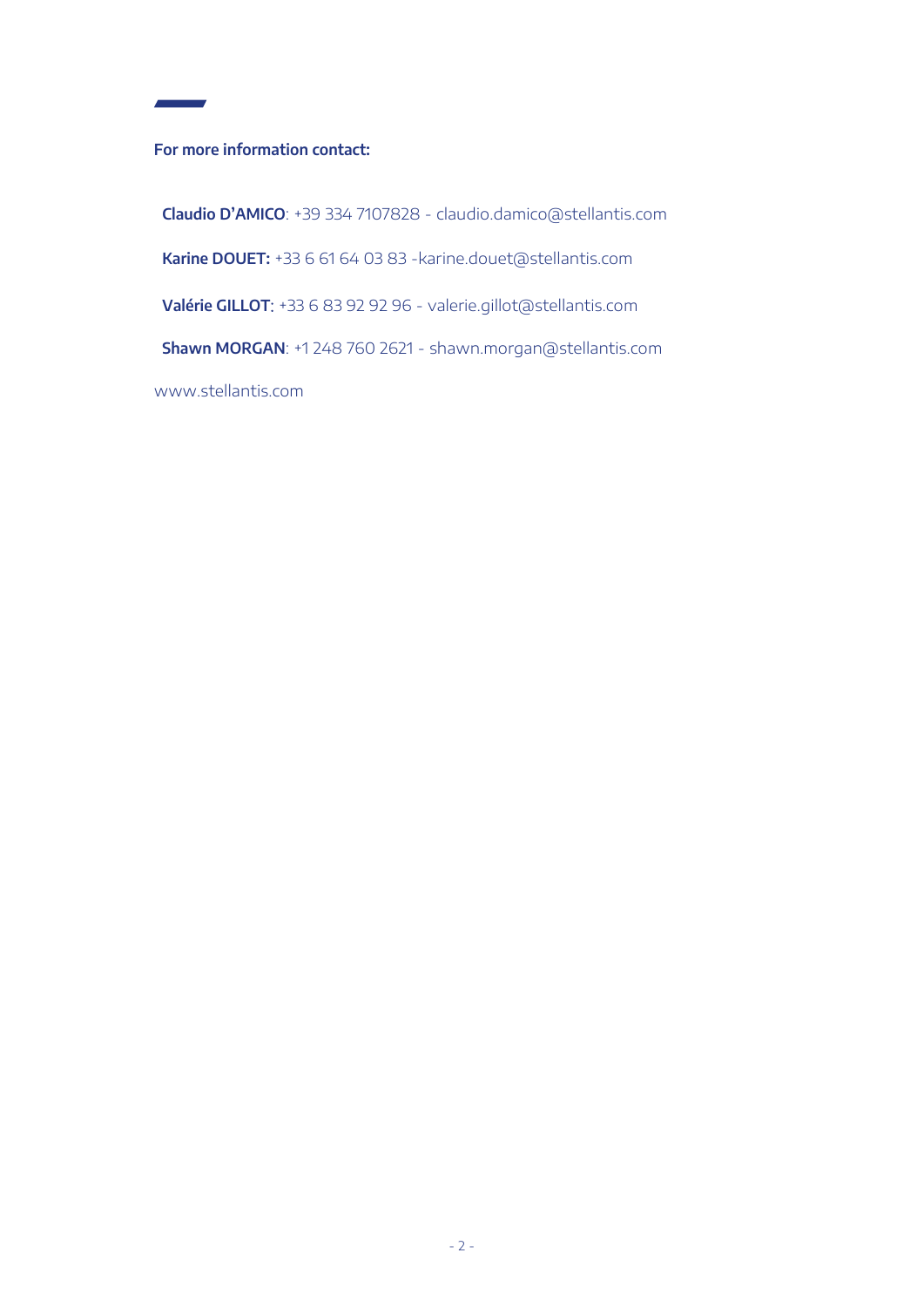**For more information contact:**

**Claudio D'AMICO**: +39 334 7107828 - claudio.damico@stellantis.com

**Karine DOUET:** +33 6 61 64 03 83 -karine.douet@stellantis.com

**Valérie GILLOT**: +33 6 83 92 92 96 - valerie.gillot@stellantis.com

**Shawn MORGAN**: +1 248 760 2621 - shawn.morgan@stellantis.com

www.stellantis.com